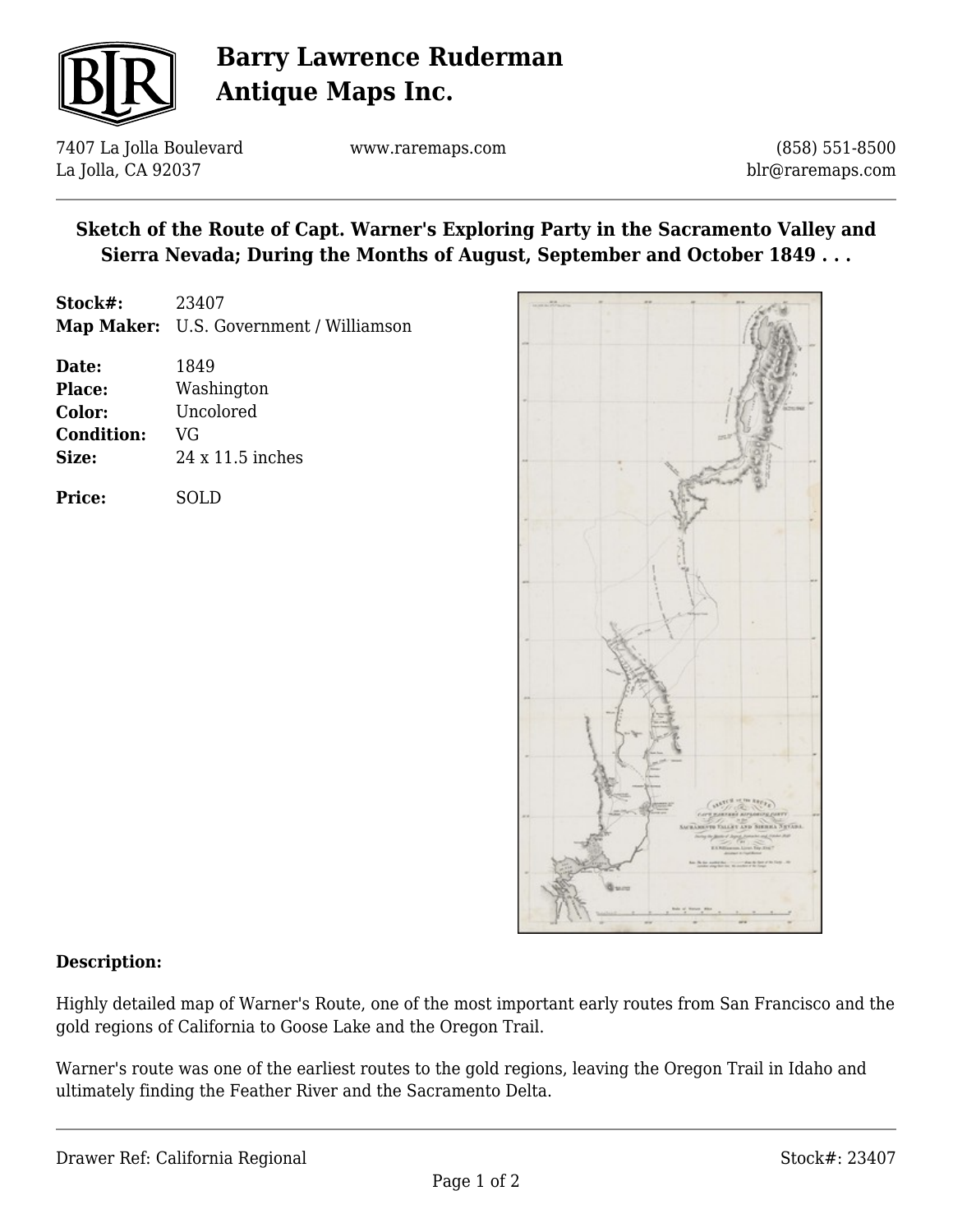# Barry Lawrence Ruderman Antique Maps Inc.

7407 La Jolla Boulevard
La Jolla, CA 92037

www.raremaps.com

(858) 551-8500
blr@raremaps.com

## Sketch of the Route of Capt. Warner's Exploring Party in the Sacramento Valley and Sierra Nevada; During the Months of August, September and October 1849 . . .

**Stock#:** 23407
**Map Maker:** U.S. Government / Williamson

**Date:** 1849
**Place:** Washington
**Color:** Uncolored
**Condition:** VG
**Size:** 24 x 11.5 inches

**Price:** SOLD

### Description:

Highly detailed map of Warner's Route, one of the most important early routes from San Francisco and the gold regions of California to Goose Lake and the Oregon Trail.

Warner's route was one of the earliest routes to the gold regions, leaving the Oregon Trail in Idaho and ultimately finding the Feather River and the Sacramento Delta.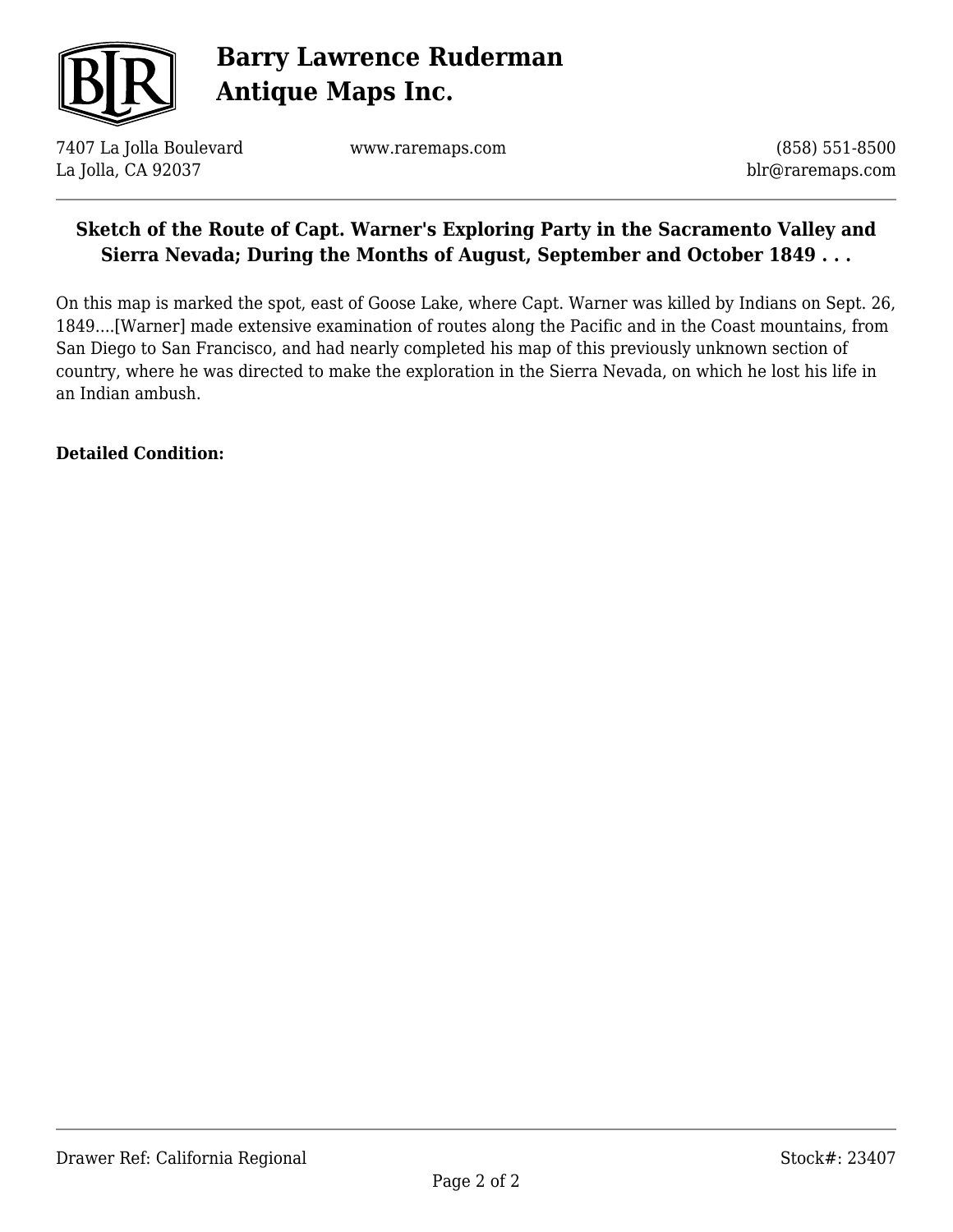**Sketch of the Route of Capt. Warner's Exploring Party in the Sacramento Valley and Sierra Nevada; During the Months of August, September and October 1849 . . .**

On this map is marked the spot, east of Goose Lake, where Capt. Warner was killed by Indians on Sept. 26, 1849....[Warner] made extensive examination of routes along the Pacific and in the Coast mountains, from San Diego to San Francisco, and had nearly completed his map of this previously unknown section of country, where he was directed to make the exploration in the Sierra Nevada, on which he lost his life in an Indian ambush.

**Detailed Condition:**